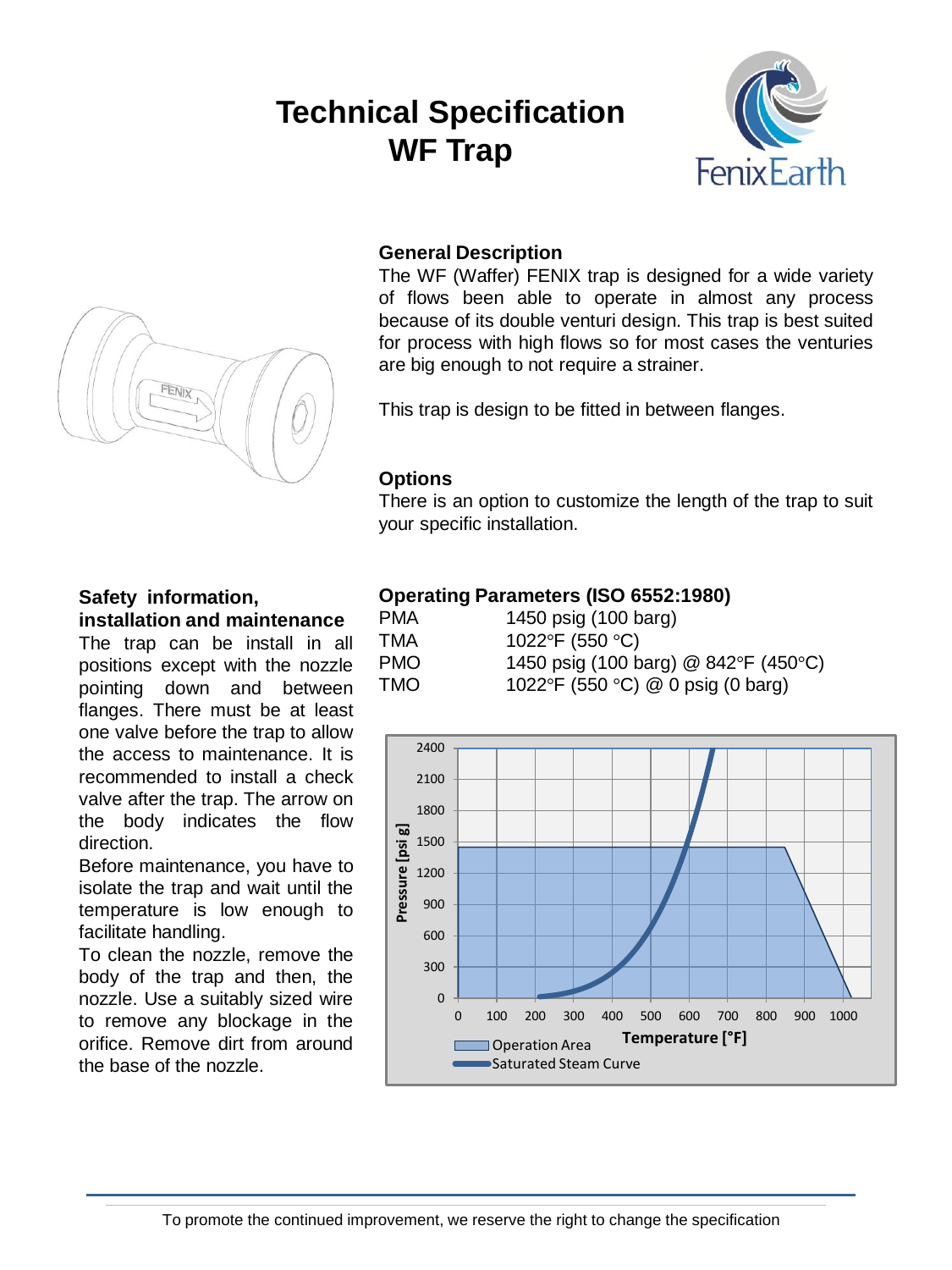# Technical Specification WF Trap

## General Description

The WF (Waffer) FENIX trap is designed for a wide variety of flows been able to operate in almost any process because of its double venturi design. This trap is best suited for process with high flows so for most cases the venturies are big enough to not require a strainer.

This trap is design to be fitted in between flanges.

## Options

There is an option to customize the length of the trap to suit your specific installation.

## Safety information, installation and maintenance

The trap can be install in all positions except with the nozzle pointing down and between flanges. There must be at least one valve before the trap to allow the access to maintenance. It is recommended to install a check valve after the trap. The arrow on the body indicates the flow direction.

Before maintenance, you have to isolate the trap and wait until the temperature is low enough to facilitate handling.

To clean the nozzle, remove the body of the trap and then, the nozzle. Use a suitably sized wire to remove any blockage in the orifice. Remove dirt from around the base of the nozzle.

## Operating Parameters (ISO 6552:1980)

| | |
|---|---|
| PMA | 1450 psig (100 barg) |
| TMA | 1022°F (550 °C) |
| PMO | 1450 psig (100 barg) @ 842°F (450°C) |
| TMO | 1022°F (550 °C) @ 0 psig (0 barg) |

Pressure [psi g] vs. Temperature [°F]

Operation Area

Saturated Steam Curve

To promote the continued improvement, we reserve the right to change the specification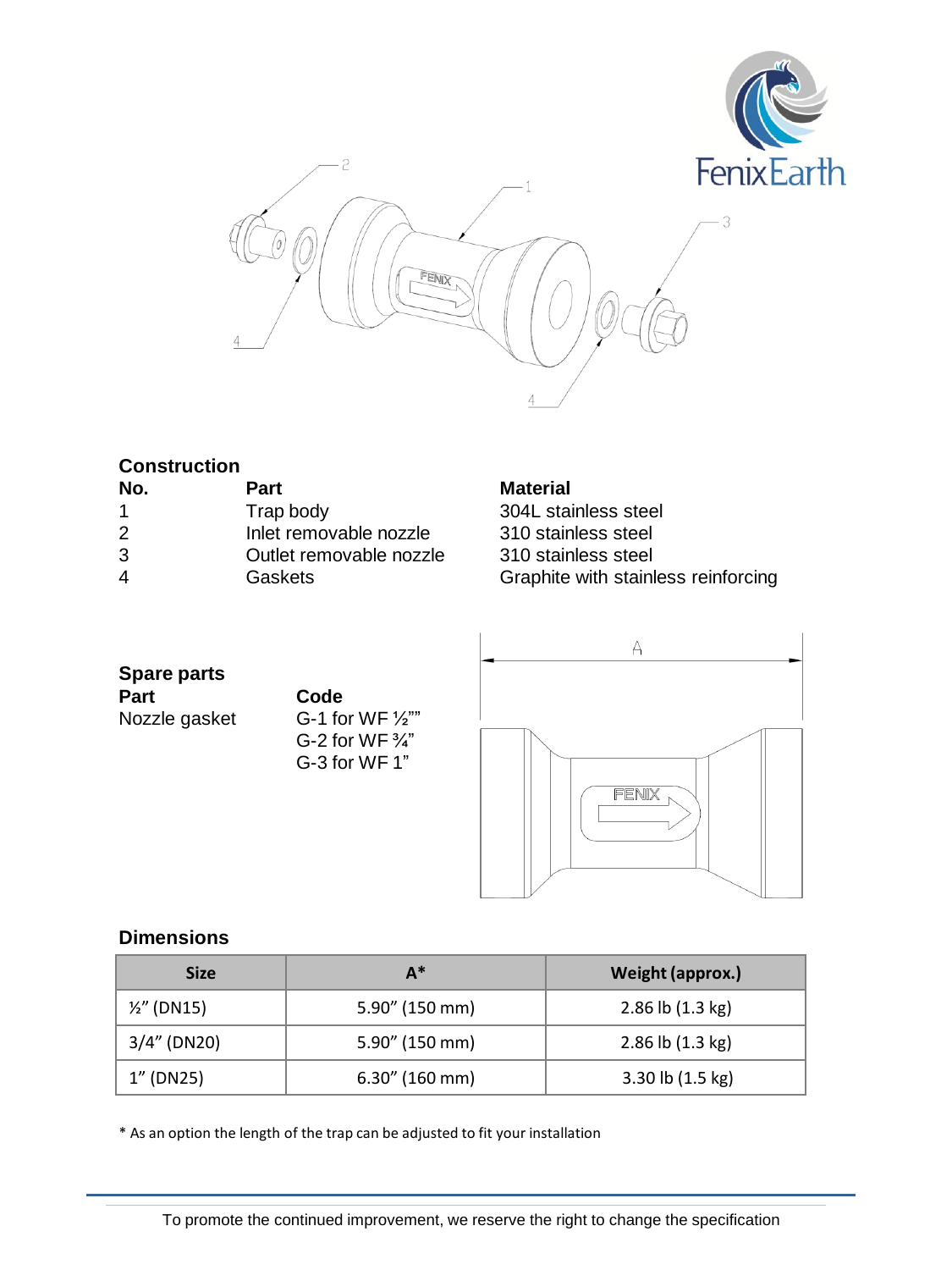## Construction

| No. | Part | Material |
|---|---|---|
| 1 | Trap body | 304L stainless steel |
| 2 | Inlet removable nozzle | 310 stainless steel |
| 3 | Outlet removable nozzle | 310 stainless steel |
| 4 | Gaskets | Graphite with stainless reinforcing |

## Spare parts

| Part | Code |
|---|---|
| Nozzle gasket | G-1 for WF ½"" |
| | G-2 for WF ¾" |
| | G-3 for WF 1" |

## Dimensions

| Size | A* | Weight (approx.) |
|---|---|---|
| ½" (DN15) | 5.90" (150 mm) | 2.86 lb (1.3 kg) |
| 3/4" (DN20) | 5.90" (150 mm) | 2.86 lb (1.3 kg) |
| 1" (DN25) | 6.30" (160 mm) | 3.30 lb (1.5 kg) |

* As an option the length of the trap can be adjusted to fit your installation

To promote the continued improvement, we reserve the right to change the specification